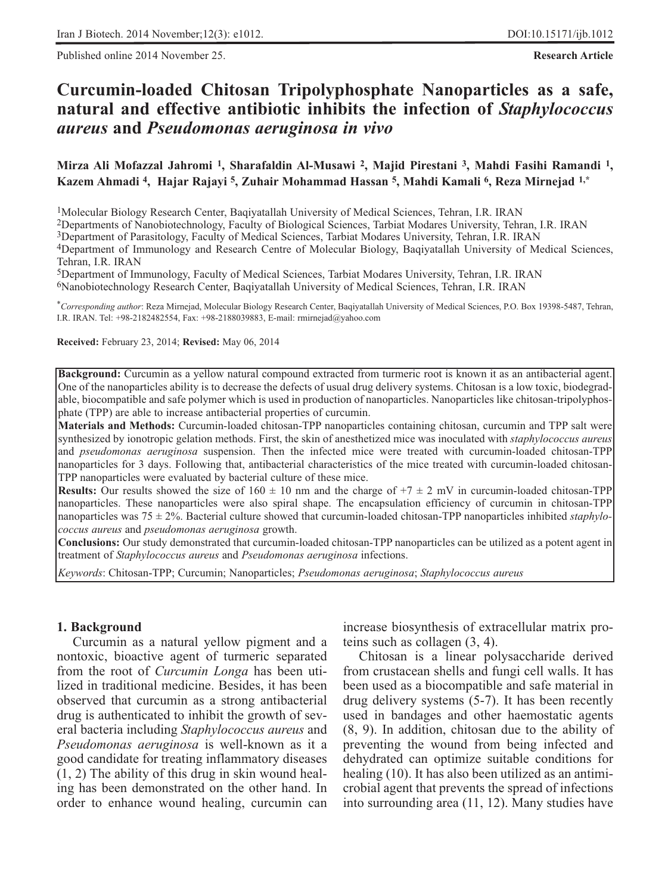Published online 2014 November 25.

**Research Article**

# Curcumin-loaded Chitosan Tripolyphosphate Nanoparticles as a safe, natural and effective antibiotic inhibits the infection of *Staphylococcus aureus* and *Pseudomonas aeruginosa in vivo*

**Mirza Ali Mofazzal Jahromi [1], Sharafaldin Al-Musawi [2], Majid Pirestani [3], Mahdi Fasihi Ramandi [1], Kazem Ahmadi [4], Hajar Rajayi [5], Zuhair Mohammad Hassan [5], Mahdi Kamali [6], Reza Mirnejad [1,*]**

[1]Molecular Biology Research Center, Baqiyatallah University of Medical Sciences, Tehran, I.R. IRAN
[2]Departments of Nanobiotechnology, Faculty of Biological Sciences, Tarbiat Modares University, Tehran, I.R. IRAN
[3]Department of Parasitology, Faculty of Medical Sciences, Tarbiat Modares University, Tehran, I.R. IRAN
[4]Department of Immunology and Research Centre of Molecular Biology, Baqiyatallah University of Medical Sciences, Tehran, I.R. IRAN
[5]Department of Immunology, Faculty of Medical Sciences, Tarbiat Modares University, Tehran, I.R. IRAN
[6]Nanobiotechnology Research Center, Baqiyatallah University of Medical Sciences, Tehran, I.R. IRAN

[*]*Corresponding author*: Reza Mirnejad, Molecular Biology Research Center, Baqiyatallah University of Medical Sciences, P.O. Box 19398-5487, Tehran, I.R. IRAN. Tel: +98-2182482554, Fax: +98-2188039883, E-mail: rmirnejad@yahoo.com

**Received:** February 23, 2014; **Revised:** May 06, 2014

**Background:** Curcumin as a yellow natural compound extracted from turmeric root is known it as an antibacterial agent. One of the nanoparticles ability is to decrease the defects of usual drug delivery systems. Chitosan is a low toxic, biodegradable, biocompatible and safe polymer which is used in production of nanoparticles. Nanoparticles like chitosan-tripolyphosphate (TPP) are able to increase antibacterial properties of curcumin.

**Materials and Methods:** Curcumin-loaded chitosan-TPP nanoparticles containing chitosan, curcumin and TPP salt were synthesized by ionotropic gelation methods. First, the skin of anesthetized mice was inoculated with *staphylococcus aureus* and *pseudomonas aeruginosa* suspension. Then the infected mice were treated with curcumin-loaded chitosan-TPP nanoparticles for 3 days. Following that, antibacterial characteristics of the mice treated with curcumin-loaded chitosan-TPP nanoparticles were evaluated by bacterial culture of these mice.

**Results:** Our results showed the size of 160 ± 10 nm and the charge of +7 ± 2 mV in curcumin-loaded chitosan-TPP nanoparticles. These nanoparticles were also spiral shape. The encapsulation efficiency of curcumin in chitosan-TPP nanoparticles was 75 ± 2%. Bacterial culture showed that curcumin-loaded chitosan-TPP nanoparticles inhibited *staphylococcus aureus* and *pseudomonas aeruginosa* growth.

**Conclusions:** Our study demonstrated that curcumin-loaded chitosan-TPP nanoparticles can be utilized as a potent agent in treatment of *Staphylococcus aureus* and *Pseudomonas aeruginosa* infections.

*Keywords*: Chitosan-TPP; Curcumin; Nanoparticles; *Pseudomonas aeruginosa*; *Staphylococcus aureus*

## 1. Background

Curcumin as a natural yellow pigment and a nontoxic, bioactive agent of turmeric separated from the root of *Curcumin Longa* has been utilized in traditional medicine. Besides, it has been observed that curcumin as a strong antibacterial drug is authenticated to inhibit the growth of several bacteria including *Staphylococcus aureus* and *Pseudomonas aeruginosa* is well-known as it a good candidate for treating inflammatory diseases (1, 2) The ability of this drug in skin wound healing has been demonstrated on the other hand. In order to enhance wound healing, curcumin can increase biosynthesis of extracellular matrix proteins such as collagen (3, 4).

Chitosan is a linear polysaccharide derived from crustacean shells and fungi cell walls. It has been used as a biocompatible and safe material in drug delivery systems (5-7). It has been recently used in bandages and other haemostatic agents (8, 9). In addition, chitosan due to the ability of preventing the wound from being infected and dehydrated can optimize suitable conditions for healing (10). It has also been utilized as an antimicrobial agent that prevents the spread of infections into surrounding area (11, 12). Many studies have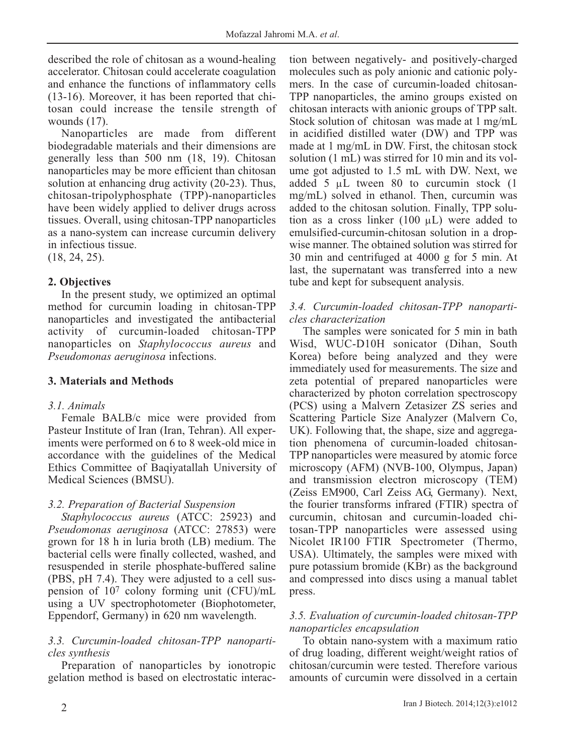described the role of chitosan as a wound-healing accelerator. Chitosan could accelerate coagulation and enhance the functions of inflammatory cells (13-16). Moreover, it has been reported that chitosan could increase the tensile strength of wounds (17).

Nanoparticles are made from different biodegradable materials and their dimensions are generally less than 500 nm (18, 19). Chitosan nanoparticles may be more efficient than chitosan solution at enhancing drug activity (20-23). Thus, chitosan-tripolyphosphate (TPP)-nanoparticles have been widely applied to deliver drugs across tissues. Overall, using chitosan-TPP nanoparticles as a nano-system can increase curcumin delivery in infectious tissue.
(18, 24, 25).

## 2. Objectives

In the present study, we optimized an optimal method for curcumin loading in chitosan-TPP nanoparticles and investigated the antibacterial activity of curcumin-loaded chitosan-TPP nanoparticles on *Staphylococcus aureus* and *Pseudomonas aeruginosa* infections.

## 3. Materials and Methods

### *3.1. Animals*

Female BALB/c mice were provided from Pasteur Institute of Iran (Iran, Tehran). All experiments were performed on 6 to 8 week-old mice in accordance with the guidelines of the Medical Ethics Committee of Baqiyatallah University of Medical Sciences (BMSU).

### *3.2. Preparation of Bacterial Suspension*

*Staphylococcus aureus* (ATCC: 25923) and *Pseudomonas aeruginosa* (ATCC: 27853) were grown for 18 h in luria broth (LB) medium. The bacterial cells were finally collected, washed, and resuspended in sterile phosphate-buffered saline (PBS, pH 7.4). They were adjusted to a cell suspension of $10^7$ colony forming unit (CFU)/mL using a UV spectrophotometer (Biophotometer, Eppendorf, Germany) in 620 nm wavelength.

### *3.3. Curcumin-loaded chitosan-TPP nanoparticles synthesis*

Preparation of nanoparticles by ionotropic gelation method is based on electrostatic interaction between negatively- and positively-charged molecules such as poly anionic and cationic polymers. In the case of curcumin-loaded chitosan-TPP nanoparticles, the amino groups existed on chitosan interacts with anionic groups of TPP salt. Stock solution of chitosan was made at 1 mg/mL in acidified distilled water (DW) and TPP was made at 1 mg/mL in DW. First, the chitosan stock solution (1 mL) was stirred for 10 min and its volume got adjusted to 1.5 mL with DW. Next, we added 5 μL tween 80 to curcumin stock (1 mg/mL) solved in ethanol. Then, curcumin was added to the chitosan solution. Finally, TPP solution as a cross linker (100 μL) were added to emulsified-curcumin-chitosan solution in a dropwise manner. The obtained solution was stirred for 30 min and centrifuged at 4000 g for 5 min. At last, the supernatant was transferred into a new tube and kept for subsequent analysis.

### *3.4. Curcumin-loaded chitosan-TPP nanoparticles characterization*

The samples were sonicated for 5 min in bath Wisd, WUC-D10H sonicator (Dihan, South Korea) before being analyzed and they were immediately used for measurements. The size and zeta potential of prepared nanoparticles were characterized by photon correlation spectroscopy (PCS) using a Malvern Zetasizer ZS series and Scattering Particle Size Analyzer (Malvern Co, UK). Following that, the shape, size and aggregation phenomena of curcumin-loaded chitosan-TPP nanoparticles were measured by atomic force microscopy (AFM) (NVB-100, Olympus, Japan) and transmission electron microscopy (TEM) (Zeiss EM900, Carl Zeiss AG, Germany). Next, the fourier transforms infrared (FTIR) spectra of curcumin, chitosan and curcumin-loaded chitosan-TPP nanoparticles were assessed using Nicolet IR100 FTIR Spectrometer (Thermo, USA). Ultimately, the samples were mixed with pure potassium bromide (KBr) as the background and compressed into discs using a manual tablet press.

### *3.5. Evaluation of curcumin-loaded chitosan-TPP nanoparticles encapsulation*

To obtain nano-system with a maximum ratio of drug loading, different weight/weight ratios of chitosan/curcumin were tested. Therefore various amounts of curcumin were dissolved in a certain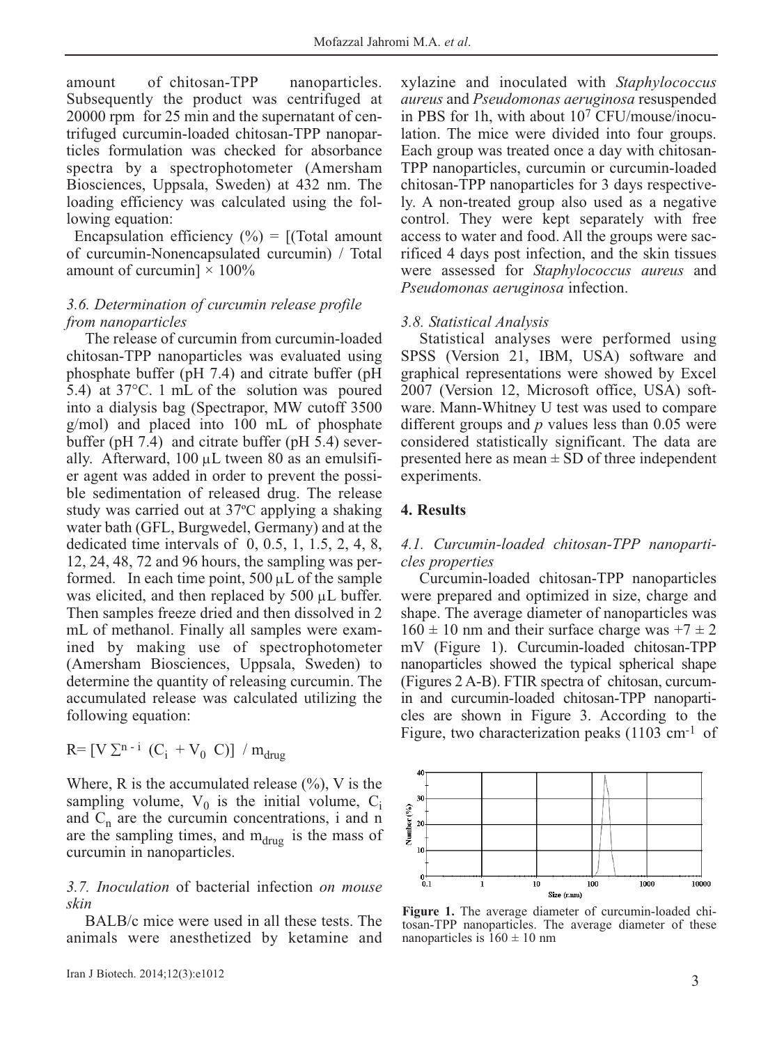amount of chitosan-TPP nanoparticles. Subsequently the product was centrifuged at 20000 rpm for 25 min and the supernatant of centrifuged curcumin-loaded chitosan-TPP nanoparticles formulation was checked for absorbance spectra by a spectrophotometer (Amersham Biosciences, Uppsala, Sweden) at 432 nm. The loading efficiency was calculated using the following equation:

Encapsulation efficiency (%) = [(Total amount of curcumin-Nonencapsulated curcumin) / Total amount of curcumin] × 100%

### *3.6. Determination of curcumin release profile from nanoparticles*

The release of curcumin from curcumin-loaded chitosan-TPP nanoparticles was evaluated using phosphate buffer (pH 7.4) and citrate buffer (pH 5.4) at 37°C. 1 mL of the solution was poured into a dialysis bag (Spectrapor, MW cutoff 3500 g/mol) and placed into 100 mL of phosphate buffer (pH 7.4) and citrate buffer (pH 5.4) severally. Afterward, 100 μL tween 80 as an emulsifier agent was added in order to prevent the possible sedimentation of released drug. The release study was carried out at 37ºC applying a shaking water bath (GFL, Burgwedel, Germany) and at the dedicated time intervals of 0, 0.5, 1, 1.5, 2, 4, 8, 12, 24, 48, 72 and 96 hours, the sampling was performed. In each time point, 500 μL of the sample was elicited, and then replaced by 500 μL buffer. Then samples freeze dried and then dissolved in 2 mL of methanol. Finally all samples were examined by making use of spectrophotometer (Amersham Biosciences, Uppsala, Sweden) to determine the quantity of releasing curcumin. The accumulated release was calculated utilizing the following equation:

$$R = [V \sum^{n-i} (C_i + V_0 \ C)] \ / \ m_{drug}$$

Where, R is the accumulated release (%), V is the sampling volume, $V_0$ is the initial volume, $C_i$ and $C_n$ are the curcumin concentrations, i and n are the sampling times, and $m_{drug}$ is the mass of curcumin in nanoparticles.

### *3.7. Inoculation* of bacterial infection *on mouse skin*

BALB/c mice were used in all these tests. The animals were anesthetized by ketamine and xylazine and inoculated with *Staphylococcus aureus* and *Pseudomonas aeruginosa* resuspended in PBS for 1h, with about $10^7$ CFU/mouse/inoculation. The mice were divided into four groups. Each group was treated once a day with chitosan-TPP nanoparticles, curcumin or curcumin-loaded chitosan-TPP nanoparticles for 3 days respectively. A non-treated group also used as a negative control. They were kept separately with free access to water and food. All the groups were sacrificed 4 days post infection, and the skin tissues were assessed for *Staphylococcus aureus* and *Pseudomonas aeruginosa* infection.

### *3.8. Statistical Analysis*

Statistical analyses were performed using SPSS (Version 21, IBM, USA) software and graphical representations were showed by Excel 2007 (Version 12, Microsoft office, USA) software. Mann-Whitney U test was used to compare different groups and *p* values less than 0.05 were considered statistically significant. The data are presented here as mean ± SD of three independent experiments.

## 4. Results

### *4.1. Curcumin-loaded chitosan-TPP nanoparticles properties*

Curcumin-loaded chitosan-TPP nanoparticles were prepared and optimized in size, charge and shape. The average diameter of nanoparticles was 160 ± 10 nm and their surface charge was +7 ± 2 mV (Figure 1). Curcumin-loaded chitosan-TPP nanoparticles showed the typical spherical shape (Figures 2 A-B). FTIR spectra of chitosan, curcumin and curcumin-loaded chitosan-TPP nanoparticles are shown in Figure 3. According to the Figure, two characterization peaks (1103 $cm^{-1}$ of

**Figure 1.** The average diameter of curcumin-loaded chitosan-TPP nanoparticles. The average diameter of these nanoparticles is 160 ± 10 nm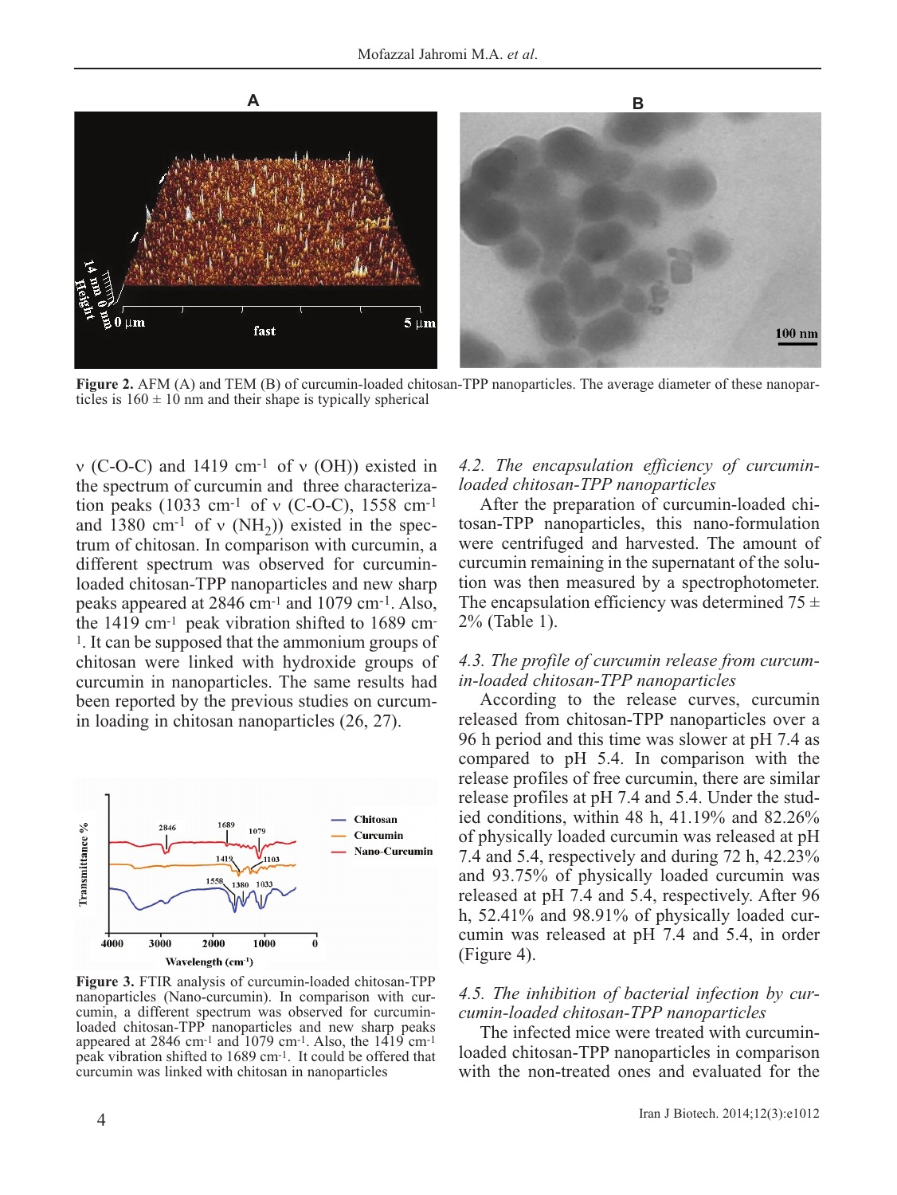Figure 2. AFM (A) and TEM (B) of curcumin-loaded chitosan-TPP nanoparticles. The average diameter of these nanoparticles is 160 ± 10 nm and their shape is typically spherical

ν (C-O-C) and 1419 cm$^{-1}$ of ν (OH)) existed in the spectrum of curcumin and three characterization peaks (1033 cm$^{-1}$ of ν (C-O-C), 1558 cm$^{-1}$ and 1380 cm$^{-1}$ of ν ($NH_2$)) existed in the spectrum of chitosan. In comparison with curcumin, a different spectrum was observed for curcumin-loaded chitosan-TPP nanoparticles and new sharp peaks appeared at 2846 cm$^{-1}$ and 1079 cm$^{-1}$. Also, the 1419 cm$^{-1}$ peak vibration shifted to 1689 cm$^{-1}$. It can be supposed that the ammonium groups of chitosan were linked with hydroxide groups of curcumin in nanoparticles. The same results had been reported by the previous studies on curcumin loading in chitosan nanoparticles (26, 27).

Figure 3. FTIR analysis of curcumin-loaded chitosan-TPP nanoparticles (Nano-curcumin). In comparison with curcumin, a different spectrum was observed for curcumin-loaded chitosan-TPP nanoparticles and new sharp peaks appeared at 2846 cm$^{-1}$ and 1079 cm$^{-1}$. Also, the 1419 cm$^{-1}$ peak vibration shifted to 1689 cm$^{-1}$. It could be offered that curcumin was linked with chitosan in nanoparticles

### *4.2. The encapsulation efficiency of curcumin-loaded chitosan-TPP nanoparticles*

After the preparation of curcumin-loaded chitosan-TPP nanoparticles, this nano-formulation were centrifuged and harvested. The amount of curcumin remaining in the supernatant of the solution was then measured by a spectrophotometer. The encapsulation efficiency was determined 75 ± 2% (Table 1).

### *4.3. The profile of curcumin release from curcumin-loaded chitosan-TPP nanoparticles*

According to the release curves, curcumin released from chitosan-TPP nanoparticles over a 96 h period and this time was slower at pH 7.4 as compared to pH 5.4. In comparison with the release profiles of free curcumin, there are similar release profiles at pH 7.4 and 5.4. Under the studied conditions, within 48 h, 41.19% and 82.26% of physically loaded curcumin was released at pH 7.4 and 5.4, respectively and during 72 h, 42.23% and 93.75% of physically loaded curcumin was released at pH 7.4 and 5.4, respectively. After 96 h, 52.41% and 98.91% of physically loaded curcumin was released at pH 7.4 and 5.4, in order (Figure 4).

### *4.5. The inhibition of bacterial infection by curcumin-loaded chitosan-TPP nanoparticles*

The infected mice were treated with curcumin-loaded chitosan-TPP nanoparticles in comparison with the non-treated ones and evaluated for the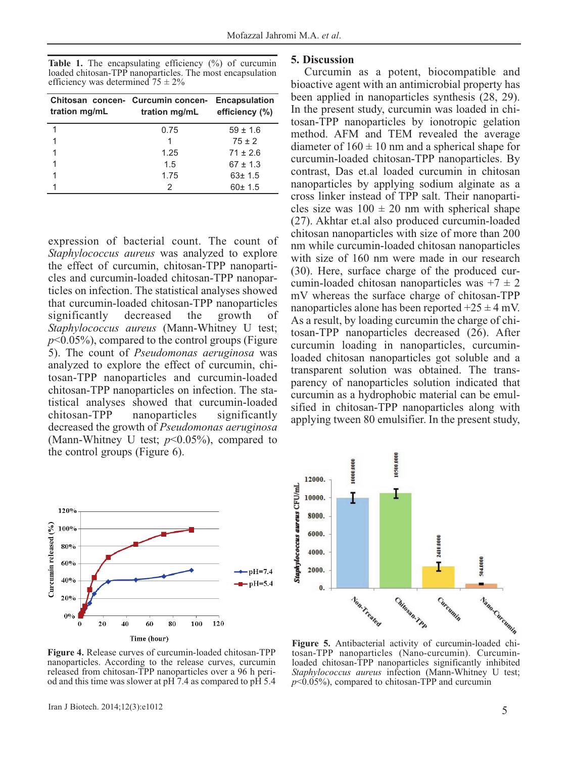**Table 1.** The encapsulating efficiency (%) of curcumin loaded chitosan-TPP nanoparticles. The most encapsulation efficiency was determined 75 ± 2%

| Chitosan concentration mg/mL | Curcumin concentration mg/mL | Encapsulation efficiency (%) |
|---|---|---|
| 1 | 0.75 | 59 ± 1.6 |
| 1 | 1 | 75 ± 2 |
| 1 | 1.25 | 71 ± 2.6 |
| 1 | 1.5 | 67 ± 1.3 |
| 1 | 1.75 | 63± 1.5 |
| 1 | 2 | 60± 1.5 |

expression of bacterial count. The count of *Staphylococcus aureus* was analyzed to explore the effect of curcumin, chitosan-TPP nanoparticles and curcumin-loaded chitosan-TPP nanoparticles on infection. The statistical analyses showed that curcumin-loaded chitosan-TPP nanoparticles significantly decreased the growth of *Staphylococcus aureus* (Mann-Whitney U test; $p$<0.05%), compared to the control groups (Figure 5). The count of *Pseudomonas aeruginosa* was analyzed to explore the effect of curcumin, chitosan-TPP nanoparticles and curcumin-loaded chitosan-TPP nanoparticles on infection. The statistical analyses showed that curcumin-loaded chitosan-TPP nanoparticles significantly decreased the growth of *Pseudomonas aeruginosa* (Mann-Whitney U test; $p$<0.05%), compared to the control groups (Figure 6).

**Figure 4.** Release curves of curcumin-loaded chitosan-TPP nanoparticles. According to the release curves, curcumin released from chitosan-TPP nanoparticles over a 96 h period and this time was slower at pH 7.4 as compared to pH 5.4

## 5. Discussion

Curcumin as a potent, biocompatible and bioactive agent with an antimicrobial property has been applied in nanoparticles synthesis (28, 29). In the present study, curcumin was loaded in chitosan-TPP nanoparticles by ionotropic gelation method. AFM and TEM revealed the average diameter of 160 ± 10 nm and a spherical shape for curcumin-loaded chitosan-TPP nanoparticles. By contrast, Das et.al loaded curcumin in chitosan nanoparticles by applying sodium alginate as a cross linker instead of TPP salt. Their nanoparticles size was 100 ± 20 nm with spherical shape (27). Akhtar et.al also produced curcumin-loaded chitosan nanoparticles with size of more than 200 nm while curcumin-loaded chitosan nanoparticles with size of 160 nm were made in our research (30). Here, surface charge of the produced curcumin-loaded chitosan nanoparticles was +7 ± 2 mV whereas the surface charge of chitosan-TPP nanoparticles alone has been reported +25 ± 4 mV. As a result, by loading curcumin the charge of chitosan-TPP nanoparticles decreased (26). After curcumin loading in nanoparticles, curcumin-loaded chitosan nanoparticles got soluble and a transparent solution was obtained. The transparency of nanoparticles solution indicated that curcumin as a hydrophobic material can be emulsified in chitosan-TPP nanoparticles along with applying tween 80 emulsifier. In the present study,

**Figure 5.** Antibacterial activity of curcumin-loaded chitosan-TPP nanoparticles (Nano-curcumin). Curcumin-loaded chitosan-TPP nanoparticles significantly inhibited *Staphylococcus aureus* infection (Mann-Whitney U test; $p$<0.05%), compared to chitosan-TPP and curcumin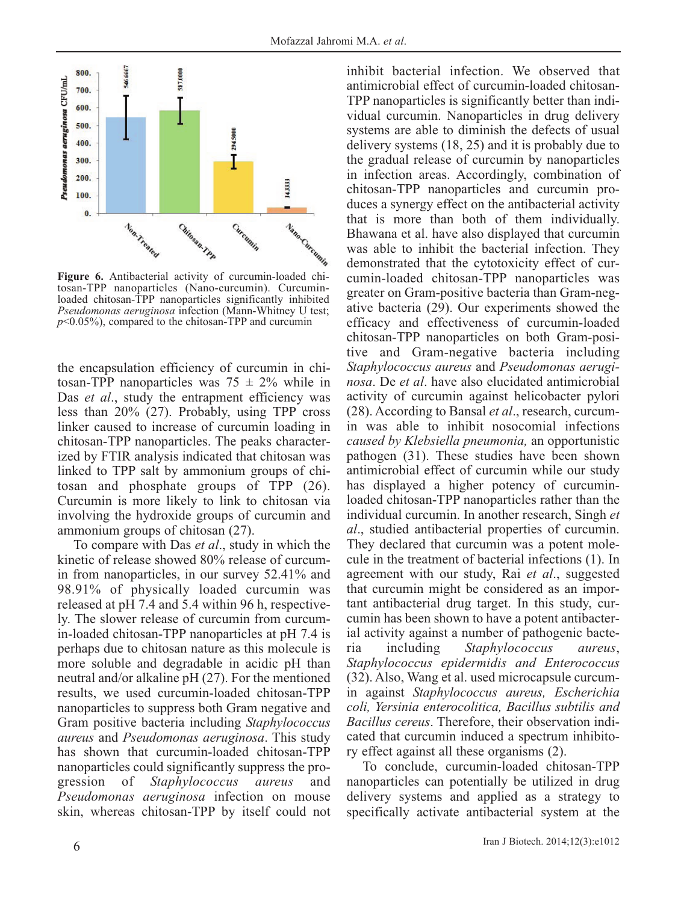**Figure 6.** Antibacterial activity of curcumin-loaded chitosan-TPP nanoparticles (Nano-curcumin). Curcumin-loaded chitosan-TPP nanoparticles significantly inhibited *Pseudomonas aeruginosa* infection (Mann-Whitney U test; $p<0.05$%), compared to the chitosan-TPP and curcumin

the encapsulation efficiency of curcumin in chitosan-TPP nanoparticles was 75 ± 2% while in Das *et al*., study the entrapment efficiency was less than 20% (27). Probably, using TPP cross linker caused to increase of curcumin loading in chitosan-TPP nanoparticles. The peaks characterized by FTIR analysis indicated that chitosan was linked to TPP salt by ammonium groups of chitosan and phosphate groups of TPP (26). Curcumin is more likely to link to chitosan via involving the hydroxide groups of curcumin and ammonium groups of chitosan (27).

To compare with Das *et al*., study in which the kinetic of release showed 80% release of curcumin from nanoparticles, in our survey 52.41% and 98.91% of physically loaded curcumin was released at pH 7.4 and 5.4 within 96 h, respectively. The slower release of curcumin from curcumin-loaded chitosan-TPP nanoparticles at pH 7.4 is perhaps due to chitosan nature as this molecule is more soluble and degradable in acidic pH than neutral and/or alkaline pH (27). For the mentioned results, we used curcumin-loaded chitosan-TPP nanoparticles to suppress both Gram negative and Gram positive bacteria including *Staphylococcus aureus* and *Pseudomonas aeruginosa*. This study has shown that curcumin-loaded chitosan-TPP nanoparticles could significantly suppress the progression of *Staphylococcus aureus* and *Pseudomonas aeruginosa* infection on mouse skin, whereas chitosan-TPP by itself could not inhibit bacterial infection. We observed that antimicrobial effect of curcumin-loaded chitosan-TPP nanoparticles is significantly better than individual curcumin. Nanoparticles in drug delivery systems are able to diminish the defects of usual delivery systems (18, 25) and it is probably due to the gradual release of curcumin by nanoparticles in infection areas. Accordingly, combination of chitosan-TPP nanoparticles and curcumin produces a synergy effect on the antibacterial activity that is more than both of them individually. Bhawana et al. have also displayed that curcumin was able to inhibit the bacterial infection. They demonstrated that the cytotoxicity effect of curcumin-loaded chitosan-TPP nanoparticles was greater on Gram-positive bacteria than Gram-negative bacteria (29). Our experiments showed the efficacy and effectiveness of curcumin-loaded chitosan-TPP nanoparticles on both Gram-positive and Gram-negative bacteria including *Staphylococcus aureus* and *Pseudomonas aeruginosa*. De *et al*. have also elucidated antimicrobial activity of curcumin against helicobacter pylori (28). According to Bansal *et al*., research, curcumin was able to inhibit nosocomial infections *caused by Klebsiella pneumonia,* an opportunistic pathogen (31). These studies have been shown antimicrobial effect of curcumin while our study has displayed a higher potency of curcumin-loaded chitosan-TPP nanoparticles rather than the individual curcumin. In another research, Singh *et al*., studied antibacterial properties of curcumin. They declared that curcumin was a potent molecule in the treatment of bacterial infections (1). In agreement with our study, Rai *et al*., suggested that curcumin might be considered as an important antibacterial drug target. In this study, curcumin has been shown to have a potent antibacterial activity against a number of pathogenic bacteria including *Staphylococcus aureus*, *Staphylococcus epidermidis and Enterococcus* (32). Also, Wang et al. used microcapsule curcumin against *Staphylococcus aureus, Escherichia coli, Yersinia enterocolitica, Bacillus subtilis and Bacillus cereus*. Therefore, their observation indicated that curcumin induced a spectrum inhibitory effect against all these organisms (2).

To conclude, curcumin-loaded chitosan-TPP nanoparticles can potentially be utilized in drug delivery systems and applied as a strategy to specifically activate antibacterial system at the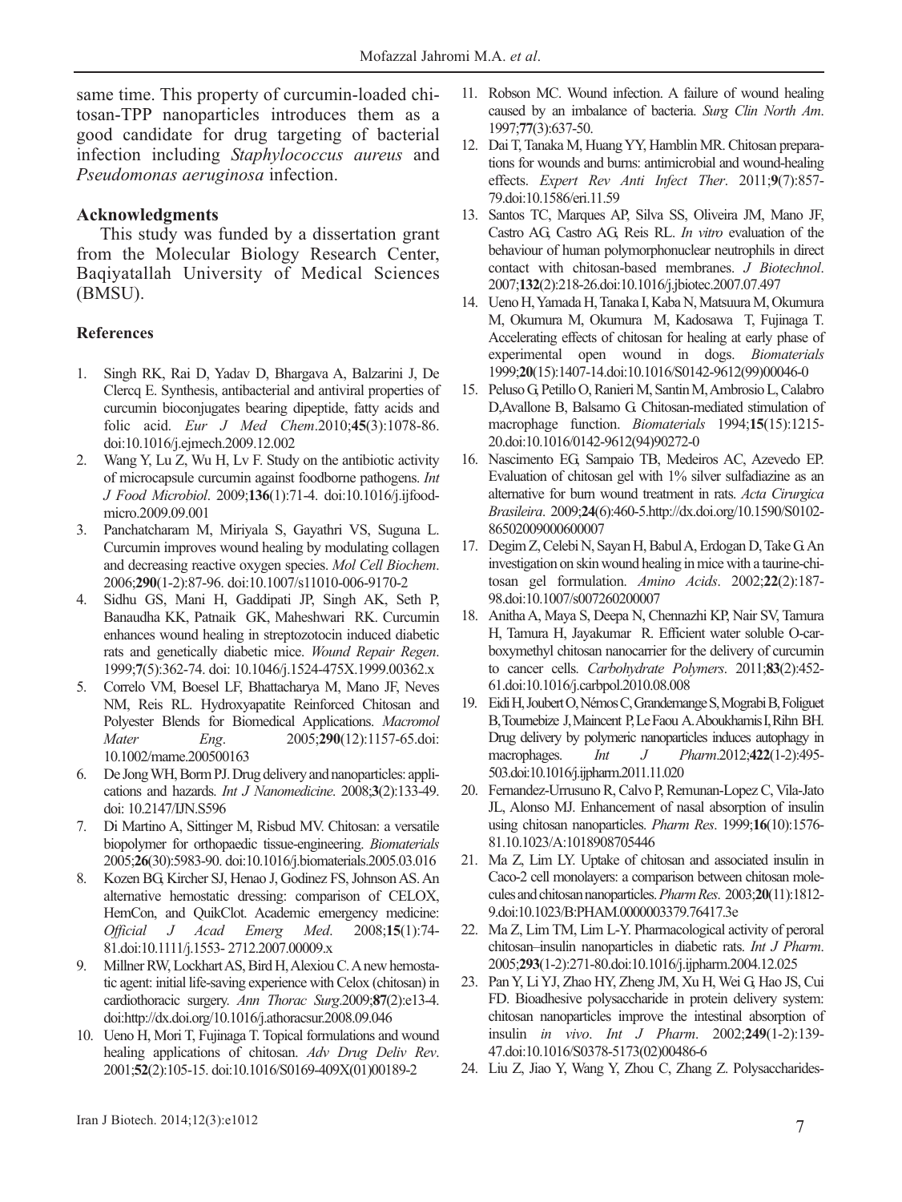same time. This property of curcumin-loaded chitosan-TPP nanoparticles introduces them as a good candidate for drug targeting of bacterial infection including *Staphylococcus aureus* and *Pseudomonas aeruginosa* infection.

## Acknowledgments

This study was funded by a dissertation grant from the Molecular Biology Research Center, Baqiyatallah University of Medical Sciences (BMSU).

## References

1. Singh RK, Rai D, Yadav D, Bhargava A, Balzarini J, De Clercq E. Synthesis, antibacterial and antiviral properties of curcumin bioconjugates bearing dipeptide, fatty acids and folic acid. *Eur J Med Chem*.2010;**45**(3):1078-86. doi:10.1016/j.ejmech.2009.12.002
2. Wang Y, Lu Z, Wu H, Lv F. Study on the antibiotic activity of microcapsule curcumin against foodborne pathogens. *Int J Food Microbiol*. 2009;**136**(1):71-4. doi:10.1016/j.ijfoodmicro.2009.09.001
3. Panchatcharam M, Miriyala S, Gayathri VS, Suguna L. Curcumin improves wound healing by modulating collagen and decreasing reactive oxygen species. *Mol Cell Biochem*. 2006;**290**(1-2):87-96. doi:10.1007/s11010-006-9170-2
4. Sidhu GS, Mani H, Gaddipati JP, Singh AK, Seth P, Banaudha KK, Patnaik GK, Maheshwari RK. Curcumin enhances wound healing in streptozotocin induced diabetic rats and genetically diabetic mice. *Wound Repair Regen*. 1999;**7**(5):362-74. doi: 10.1046/j.1524-475X.1999.00362.x
5. Correlo VM, Boesel LF, Bhattacharya M, Mano JF, Neves NM, Reis RL. Hydroxyapatite Reinforced Chitosan and Polyester Blends for Biomedical Applications. *Macromol Mater Eng*. 2005;**290**(12):1157-65.doi: 10.1002/mame.200500163
6. De Jong WH, Borm PJ. Drug delivery and nanoparticles: applications and hazards. *Int J Nanomedicine*. 2008;**3**(2):133-49. doi: 10.2147/IJN.S596
7. Di Martino A, Sittinger M, Risbud MV. Chitosan: a versatile biopolymer for orthopaedic tissue-engineering. *Biomaterials* 2005;**26**(30):5983-90. doi:10.1016/j.biomaterials.2005.03.016
8. Kozen BG, Kircher SJ, Henao J, Godinez FS, Johnson AS. An alternative hemostatic dressing: comparison of CELOX, HemCon, and QuikClot. Academic emergency medicine: *Official J Acad Emerg Med*. 2008;**15**(1):74-81.doi:10.1111/j.1553- 2712.2007.00009.x
9. Millner RW, Lockhart AS, Bird H, Alexiou C. A new hemostatic agent: initial life-saving experience with Celox (chitosan) in cardiothoracic surgery. *Ann Thorac Surg*.2009;**87**(2):e13-4. doi:http://dx.doi.org/10.1016/j.athoracsur.2008.09.046
10. Ueno H, Mori T, Fujinaga T. Topical formulations and wound healing applications of chitosan. *Adv Drug Deliv Rev*. 2001;**52**(2):105-15. doi:10.1016/S0169-409X(01)00189-2
11. Robson MC. Wound infection. A failure of wound healing caused by an imbalance of bacteria. *Surg Clin North Am*. 1997;**77**(3):637-50.
12. Dai T, Tanaka M, Huang YY, Hamblin MR. Chitosan preparations for wounds and burns: antimicrobial and wound-healing effects. *Expert Rev Anti Infect Ther*. 2011;**9**(7):857-79.doi:10.1586/eri.11.59
13. Santos TC, Marques AP, Silva SS, Oliveira JM, Mano JF, Castro AG, Castro AG, Reis RL. *In vitro* evaluation of the behaviour of human polymorphonuclear neutrophils in direct contact with chitosan-based membranes. *J Biotechnol*. 2007;**132**(2):218-26.doi:10.1016/j.jbiotec.2007.07.497
14. Ueno H, Yamada H, Tanaka I, Kaba N, Matsuura M, Okumura M, Okumura M, Okumura M, Kadosawa T, Fujinaga T. Accelerating effects of chitosan for healing at early phase of experimental open wound in dogs. *Biomaterials* 1999;**20**(15):1407-14.doi:10.1016/S0142-9612(99)00046-0
15. Peluso G, Petillo O, Ranieri M, Santin M, Ambrosio L, Calabro D,Avallone B, Balsamo G. Chitosan-mediated stimulation of macrophage function. *Biomaterials* 1994;**15**(15):1215-20.doi:10.1016/0142-9612(94)90272-0
16. Nascimento EG, Sampaio TB, Medeiros AC, Azevedo EP. Evaluation of chitosan gel with 1% silver sulfadiazine as an alternative for burn wound treatment in rats. *Acta Cirurgica Brasileira*. 2009;**24**(6):460-5.http://dx.doi.org/10.1590/S0102-86502009000600007
17. Degim Z, Celebi N, Sayan H, Babul A, Erdogan D, Take G. An investigation on skin wound healing in mice with a taurine-chitosan gel formulation. *Amino Acids*. 2002;**22**(2):187-98.doi:10.1007/s007260200007
18. Anitha A, Maya S, Deepa N, Chennazhi KP, Nair SV, Tamura H, Tamura H, Jayakumar R. Efficient water soluble O-carboxymethyl chitosan nanocarrier for the delivery of curcumin to cancer cells. *Carbohydrate Polymers*. 2011;**83**(2):452-61.doi:10.1016/j.carbpol.2010.08.008
19. Eidi H, Joubert O, Némos C, Grandemange S, Mograbi B, Foliguet B, Tournebize J, Maincent P, Le Faou A. Aboukhamis I, Rihn BH. Drug delivery by polymeric nanoparticles induces autophagy in macrophages. *Int J Pharm*.2012;**422**(1-2):495-503.doi:10.1016/j.ijpharm.2011.11.020
20. Fernandez-Urrusuno R, Calvo P, Remunan-Lopez C, Vila-Jato JL, Alonso MJ. Enhancement of nasal absorption of insulin using chitosan nanoparticles. *Pharm Res*. 1999;**16**(10):1576-81.10.1023/A:1018908705446
21. Ma Z, Lim LY. Uptake of chitosan and associated insulin in Caco-2 cell monolayers: a comparison between chitosan molecules and chitosan nanoparticles. *Pharm Res*. 2003;**20**(11):1812-9.doi:10.1023/B:PHAM.0000003379.76417.3e
22. Ma Z, Lim TM, Lim L-Y. Pharmacological activity of peroral chitosan–insulin nanoparticles in diabetic rats. *Int J Pharm*. 2005;**293**(1-2):271-80.doi:10.1016/j.ijpharm.2004.12.025
23. Pan Y, Li YJ, Zhao HY, Zheng JM, Xu H, Wei G, Hao JS, Cui FD. Bioadhesive polysaccharide in protein delivery system: chitosan nanoparticles improve the intestinal absorption of insulin *in vivo*. *Int J Pharm*. 2002;**249**(1-2):139-47.doi:10.1016/S0378-5173(02)00486-6
24. Liu Z, Jiao Y, Wang Y, Zhou C, Zhang Z. Polysaccharides-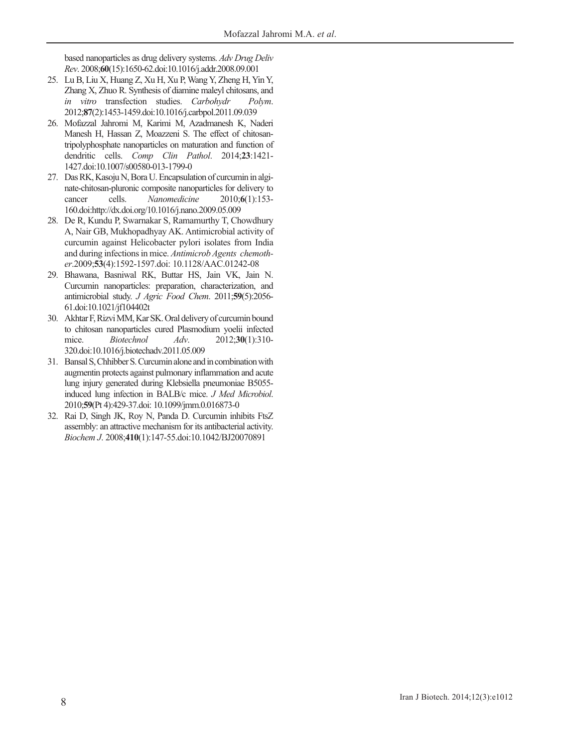based nanoparticles as drug delivery systems. *Adv Drug Deliv Rev*. 2008;**60**(15):1650-62.doi:10.1016/j.addr.2008.09.001

25. Lu B, Liu X, Huang Z, Xu H, Xu P, Wang Y, Zheng H, Yin Y, Zhang X, Zhuo R. Synthesis of diamine maleyl chitosans, and *in vitro* transfection studies. *Carbohydr Polym*. 2012;**87**(2):1453-1459.doi:10.1016/j.carbpol.2011.09.039
26. Mofazzal Jahromi M, Karimi M, Azadmanesh K, Naderi Manesh H, Hassan Z, Moazzeni S. The effect of chitosan-tripolyphosphate nanoparticles on maturation and function of dendritic cells. *Comp Clin Pathol*. 2014;**23**:1421-1427.doi:10.1007/s00580-013-1799-0
27. Das RK, Kasoju N, Bora U. Encapsulation of curcumin in alginate-chitosan-pluronic composite nanoparticles for delivery to cancer cells. *Nanomedicine* 2010;**6**(1):153-160.doi:http://dx.doi.org/10.1016/j.nano.2009.05.009
28. De R, Kundu P, Swarnakar S, Ramamurthy T, Chowdhury A, Nair GB, Mukhopadhyay AK. Antimicrobial activity of curcumin against Helicobacter pylori isolates from India and during infections in mice. *Antimicrob Agents chemother*.2009;**53**(4):1592-1597.doi: 10.1128/AAC.01242-08
29. Bhawana, Basniwal RK, Buttar HS, Jain VK, Jain N. Curcumin nanoparticles: preparation, characterization, and antimicrobial study. *J Agric Food Chem*. 2011;**59**(5):2056-61.doi:10.1021/jf104402t
30. Akhtar F, Rizvi MM, Kar SK. Oral delivery of curcumin bound to chitosan nanoparticles cured Plasmodium yoelii infected mice. *Biotechnol Adv*. 2012;**30**(1):310-320.doi:10.1016/j.biotechadv.2011.05.009
31. Bansal S, Chhibber S. Curcumin alone and in combination with augmentin protects against pulmonary inflammation and acute lung injury generated during Klebsiella pneumoniae B5055-induced lung infection in BALB/c mice. *J Med Microbiol*. 2010;**59**(Pt 4):429-37.doi: 10.1099/jmm.0.016873-0
32. Rai D, Singh JK, Roy N, Panda D. Curcumin inhibits FtsZ assembly: an attractive mechanism for its antibacterial activity. *Biochem J*. 2008;**410**(1):147-55.doi:10.1042/BJ20070891